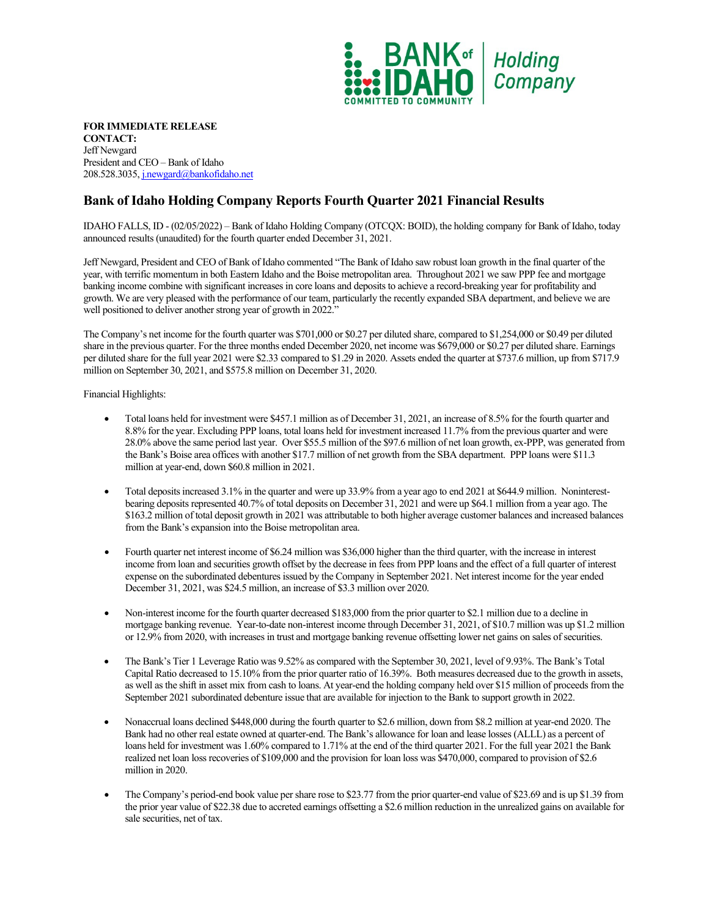**FOR IMMEDIATE RELEASE**
**CONTACT:**
Jeff Newgard
President and CEO – Bank of Idaho
208.528.3035, j.newgard@bankofidaho.net

# Bank of Idaho Holding Company Reports Fourth Quarter 2021 Financial Results

IDAHO FALLS, ID - (02/05/2022) – Bank of Idaho Holding Company (OTCQX: BOID), the holding company for Bank of Idaho, today announced results (unaudited) for the fourth quarter ended December 31, 2021.

Jeff Newgard, President and CEO of Bank of Idaho commented "The Bank of Idaho saw robust loan growth in the final quarter of the year, with terrific momentum in both Eastern Idaho and the Boise metropolitan area. Throughout 2021 we saw PPP fee and mortgage banking income combine with significant increases in core loans and deposits to achieve a record-breaking year for profitability and growth. We are very pleased with the performance of our team, particularly the recently expanded SBA department, and believe we are well positioned to deliver another strong year of growth in 2022."

The Company's net income for the fourth quarter was $701,000 or $0.27 per diluted share, compared to $1,254,000 or $0.49 per diluted share in the previous quarter. For the three months ended December 2020, net income was $679,000 or $0.27 per diluted share. Earnings per diluted share for the full year 2021 were $2.33 compared to $1.29 in 2020. Assets ended the quarter at $737.6 million, up from $717.9 million on September 30, 2021, and $575.8 million on December 31, 2020.

Financial Highlights:

- Total loans held for investment were $457.1 million as of December 31, 2021, an increase of 8.5% for the fourth quarter and 8.8% for the year. Excluding PPP loans, total loans held for investment increased 11.7% from the previous quarter and were 28.0% above the same period last year. Over $55.5 million of the $97.6 million of net loan growth, ex-PPP, was generated from the Bank's Boise area offices with another $17.7 million of net growth from the SBA department. PPP loans were $11.3 million at year-end, down $60.8 million in 2021.

- Total deposits increased 3.1% in the quarter and were up 33.9% from a year ago to end 2021 at $644.9 million. Noninterest-bearing deposits represented 40.7% of total deposits on December 31, 2021 and were up $64.1 million from a year ago. The $163.2 million of total deposit growth in 2021 was attributable to both higher average customer balances and increased balances from the Bank's expansion into the Boise metropolitan area.

- Fourth quarter net interest income of $6.24 million was $36,000 higher than the third quarter, with the increase in interest income from loan and securities growth offset by the decrease in fees from PPP loans and the effect of a full quarter of interest expense on the subordinated debentures issued by the Company in September 2021. Net interest income for the year ended December 31, 2021, was $24.5 million, an increase of $3.3 million over 2020.

- Non-interest income for the fourth quarter decreased $183,000 from the prior quarter to $2.1 million due to a decline in mortgage banking revenue. Year-to-date non-interest income through December 31, 2021, of $10.7 million was up $1.2 million or 12.9% from 2020, with increases in trust and mortgage banking revenue offsetting lower net gains on sales of securities.

- The Bank's Tier 1 Leverage Ratio was 9.52% as compared with the September 30, 2021, level of 9.93%. The Bank's Total Capital Ratio decreased to 15.10% from the prior quarter ratio of 16.39%. Both measures decreased due to the growth in assets, as well as the shift in asset mix from cash to loans. At year-end the holding company held over $15 million of proceeds from the September 2021 subordinated debenture issue that are available for injection to the Bank to support growth in 2022.

- Nonaccrual loans declined $448,000 during the fourth quarter to $2.6 million, down from $8.2 million at year-end 2020. The Bank had no other real estate owned at quarter-end. The Bank's allowance for loan and lease losses (ALLL) as a percent of loans held for investment was 1.60% compared to 1.71% at the end of the third quarter 2021. For the full year 2021 the Bank realized net loan loss recoveries of $109,000 and the provision for loan loss was $470,000, compared to provision of $2.6 million in 2020.

- The Company's period-end book value per share rose to $23.77 from the prior quarter-end value of $23.69 and is up $1.39 from the prior year value of $22.38 due to accreted earnings offsetting a $2.6 million reduction in the unrealized gains on available for sale securities, net of tax.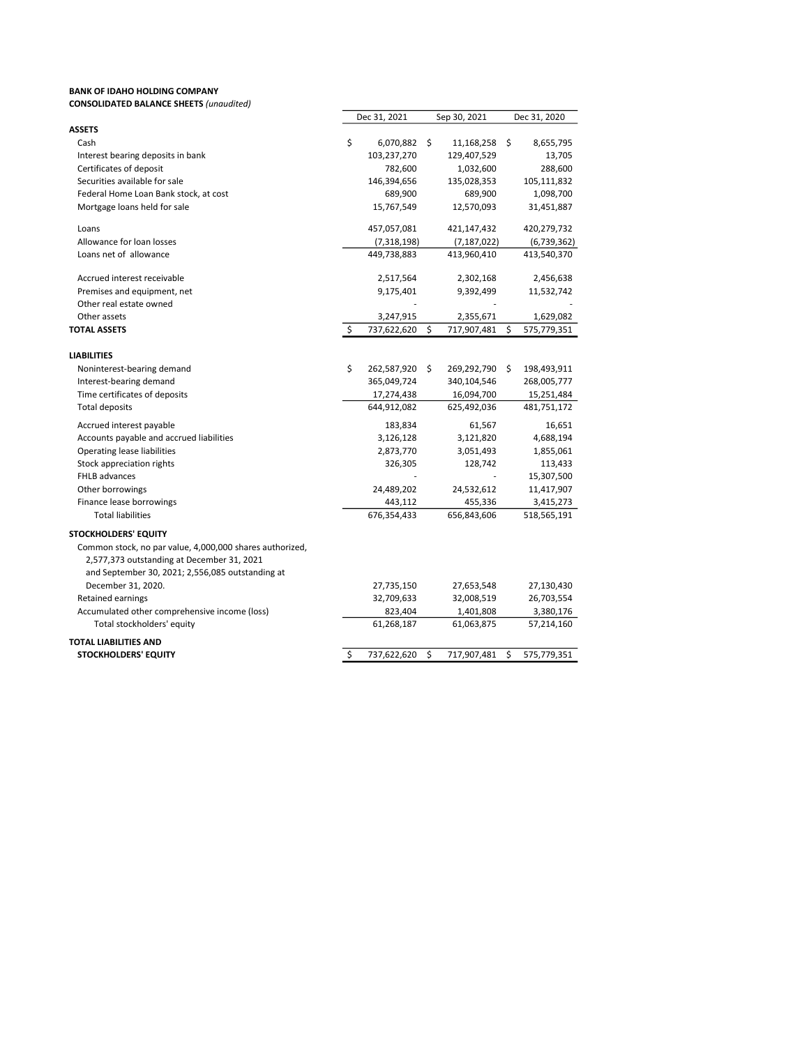**BANK OF IDAHO HOLDING COMPANY**
**CONSOLIDATED BALANCE SHEETS** *(unaudited)*

| | Dec 31, 2021 | Sep 30, 2021 | Dec 31, 2020 |
|---|---|---|---|
| **ASSETS** | | | |
| Cash | $ 6,070,882 | $ 11,168,258 | $ 8,655,795 |
| Interest bearing deposits in bank | 103,237,270 | 129,407,529 | 13,705 |
| Certificates of deposit | 782,600 | 1,032,600 | 288,600 |
| Securities available for sale | 146,394,656 | 135,028,353 | 105,111,832 |
| Federal Home Loan Bank stock, at cost | 689,900 | 689,900 | 1,098,700 |
| Mortgage loans held for sale | 15,767,549 | 12,570,093 | 31,451,887 |
| Loans | 457,057,081 | 421,147,432 | 420,279,732 |
| Allowance for loan losses | (7,318,198) | (7,187,022) | (6,739,362) |
| Loans net of allowance | 449,738,883 | 413,960,410 | 413,540,370 |
| Accrued interest receivable | 2,517,564 | 2,302,168 | 2,456,638 |
| Premises and equipment, net | 9,175,401 | 9,392,499 | 11,532,742 |
| Other real estate owned | - | - | - |
| Other assets | 3,247,915 | 2,355,671 | 1,629,082 |
| **TOTAL ASSETS** | $ 737,622,620 | $ 717,907,481 | $ 575,779,351 |
| **LIABILITIES** | | | |
| Noninterest-bearing demand | $ 262,587,920 | $ 269,292,790 | $ 198,493,911 |
| Interest-bearing demand | 365,049,724 | 340,104,546 | 268,005,777 |
| Time certificates of deposits | 17,274,438 | 16,094,700 | 15,251,484 |
| Total deposits | 644,912,082 | 625,492,036 | 481,751,172 |
| Accrued interest payable | 183,834 | 61,567 | 16,651 |
| Accounts payable and accrued liabilities | 3,126,128 | 3,121,820 | 4,688,194 |
| Operating lease liabilities | 2,873,770 | 3,051,493 | 1,855,061 |
| Stock appreciation rights | 326,305 | 128,742 | 113,433 |
| FHLB advances | - | - | 15,307,500 |
| Other borrowings | 24,489,202 | 24,532,612 | 11,417,907 |
| Finance lease borrowings | 443,112 | 455,336 | 3,415,273 |
| Total liabilities | 676,354,433 | 656,843,606 | 518,565,191 |
| **STOCKHOLDERS' EQUITY** | | | |
| Common stock, no par value, 4,000,000 shares authorized, 2,577,373 outstanding at December 31, 2021 and September 30, 2021; 2,556,085 outstanding at December 31, 2020. | 27,735,150 | 27,653,548 | 27,130,430 |
| Retained earnings | 32,709,633 | 32,008,519 | 26,703,554 |
| Accumulated other comprehensive income (loss) | 823,404 | 1,401,808 | 3,380,176 |
| Total stockholders' equity | 61,268,187 | 61,063,875 | 57,214,160 |
| **TOTAL LIABILITIES AND STOCKHOLDERS' EQUITY** | $ 737,622,620 | $ 717,907,481 | $ 575,779,351 |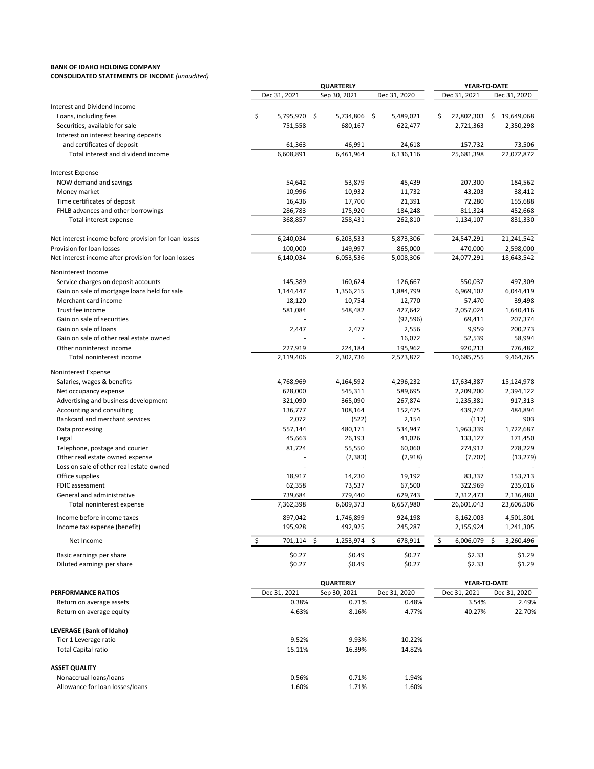**BANK OF IDAHO HOLDING COMPANY**
**CONSOLIDATED STATEMENTS OF INCOME** *(unaudited)*

| | QUARTERLY | | | YEAR-TO-DATE | |
|---|---|---|---|---|---|
| | Dec 31, 2021 | Sep 30, 2021 | Dec 31, 2020 | Dec 31, 2021 | Dec 31, 2020 |
| Interest and Dividend Income | | | | | |
| Loans, including fees | $ 5,795,970 | $ 5,734,806 | $ 5,489,021 | $ 22,802,303 | $ 19,649,068 |
| Securities, available for sale | 751,558 | 680,167 | 622,477 | 2,721,363 | 2,350,298 |
| Interest on interest bearing deposits and certificates of deposit | 61,363 | 46,991 | 24,618 | 157,732 | 73,506 |
| Total interest and dividend income | 6,608,891 | 6,461,964 | 6,136,116 | 25,681,398 | 22,072,872 |
| Interest Expense | | | | | |
| NOW demand and savings | 54,642 | 53,879 | 45,439 | 207,300 | 184,562 |
| Money market | 10,996 | 10,932 | 11,732 | 43,203 | 38,412 |
| Time certificates of deposit | 16,436 | 17,700 | 21,391 | 72,280 | 155,688 |
| FHLB advances and other borrowings | 286,783 | 175,920 | 184,248 | 811,324 | 452,668 |
| Total interest expense | 368,857 | 258,431 | 262,810 | 1,134,107 | 831,330 |
| Net interest income before provision for loan losses | 6,240,034 | 6,203,533 | 5,873,306 | 24,547,291 | 21,241,542 |
| Provision for loan losses | 100,000 | 149,997 | 865,000 | 470,000 | 2,598,000 |
| Net interest income after provision for loan losses | 6,140,034 | 6,053,536 | 5,008,306 | 24,077,291 | 18,643,542 |
| Noninterest Income | | | | | |
| Service charges on deposit accounts | 145,389 | 160,624 | 126,667 | 550,037 | 497,309 |
| Gain on sale of mortgage loans held for sale | 1,144,447 | 1,356,215 | 1,884,799 | 6,969,102 | 6,044,419 |
| Merchant card income | 18,120 | 10,754 | 12,770 | 57,470 | 39,498 |
| Trust fee income | 581,084 | 548,482 | 427,642 | 2,057,024 | 1,640,416 |
| Gain on sale of securities | - | - | (92,596) | 69,411 | 207,374 |
| Gain on sale of loans | 2,447 | 2,477 | 2,556 | 9,959 | 200,273 |
| Gain on sale of other real estate owned | - | - | 16,072 | 52,539 | 58,994 |
| Other noninterest income | 227,919 | 224,184 | 195,962 | 920,213 | 776,482 |
| Total noninterest income | 2,119,406 | 2,302,736 | 2,573,872 | 10,685,755 | 9,464,765 |
| Noninterest Expense | | | | | |
| Salaries, wages & benefits | 4,768,969 | 4,164,592 | 4,296,232 | 17,634,387 | 15,124,978 |
| Net occupancy expense | 628,000 | 545,311 | 589,695 | 2,209,200 | 2,394,122 |
| Advertising and business development | 321,090 | 365,090 | 267,874 | 1,235,381 | 917,313 |
| Accounting and consulting | 136,777 | 108,164 | 152,475 | 439,742 | 484,894 |
| Bankcard and merchant services | 2,072 | (522) | 2,154 | (117) | 903 |
| Data processing | 557,144 | 480,171 | 534,947 | 1,963,339 | 1,722,687 |
| Legal | 45,663 | 26,193 | 41,026 | 133,127 | 171,450 |
| Telephone, postage and courier | 81,724 | 55,550 | 60,060 | 274,912 | 278,229 |
| Other real estate owned expense | - | (2,383) | (2,918) | (7,707) | (13,279) |
| Loss on sale of other real estate owned | - | - | - | - | - |
| Office supplies | 18,917 | 14,230 | 19,192 | 83,337 | 153,713 |
| FDIC assessment | 62,358 | 73,537 | 67,500 | 322,969 | 235,016 |
| General and administrative | 739,684 | 779,440 | 629,743 | 2,312,473 | 2,136,480 |
| Total noninterest expense | 7,362,398 | 6,609,373 | 6,657,980 | 26,601,043 | 23,606,506 |
| Income before income taxes | 897,042 | 1,746,899 | 924,198 | 8,162,003 | 4,501,801 |
| Income tax expense (benefit) | 195,928 | 492,925 | 245,287 | 2,155,924 | 1,241,305 |
| Net Income | $ 701,114 | $ 1,253,974 | $ 678,911 | $ 6,006,079 | $ 3,260,496 |
| Basic earnings per share | $0.27 | $0.49 | $0.27 | $2.33 | $1.29 |
| Diluted earnings per share | $0.27 | $0.49 | $0.27 | $2.33 | $1.29 |

| | QUARTERLY | | | YEAR-TO-DATE | |
|---|---|---|---|---|---|
| **PERFORMANCE RATIOS** | Dec 31, 2021 | Sep 30, 2021 | Dec 31, 2020 | Dec 31, 2021 | Dec 31, 2020 |
| Return on average assets | 0.38% | 0.71% | 0.48% | 3.54% | 2.49% |
| Return on average equity | 4.63% | 8.16% | 4.77% | 40.27% | 22.70% |
| **LEVERAGE (Bank of Idaho)** | | | | | |
| Tier 1 Leverage ratio | 9.52% | 9.93% | 10.22% | | |
| Total Capital ratio | 15.11% | 16.39% | 14.82% | | |
| **ASSET QUALITY** | | | | | |
| Nonaccrual loans/loans | 0.56% | 0.71% | 1.94% | | |
| Allowance for loan losses/loans | 1.60% | 1.71% | 1.60% | | |